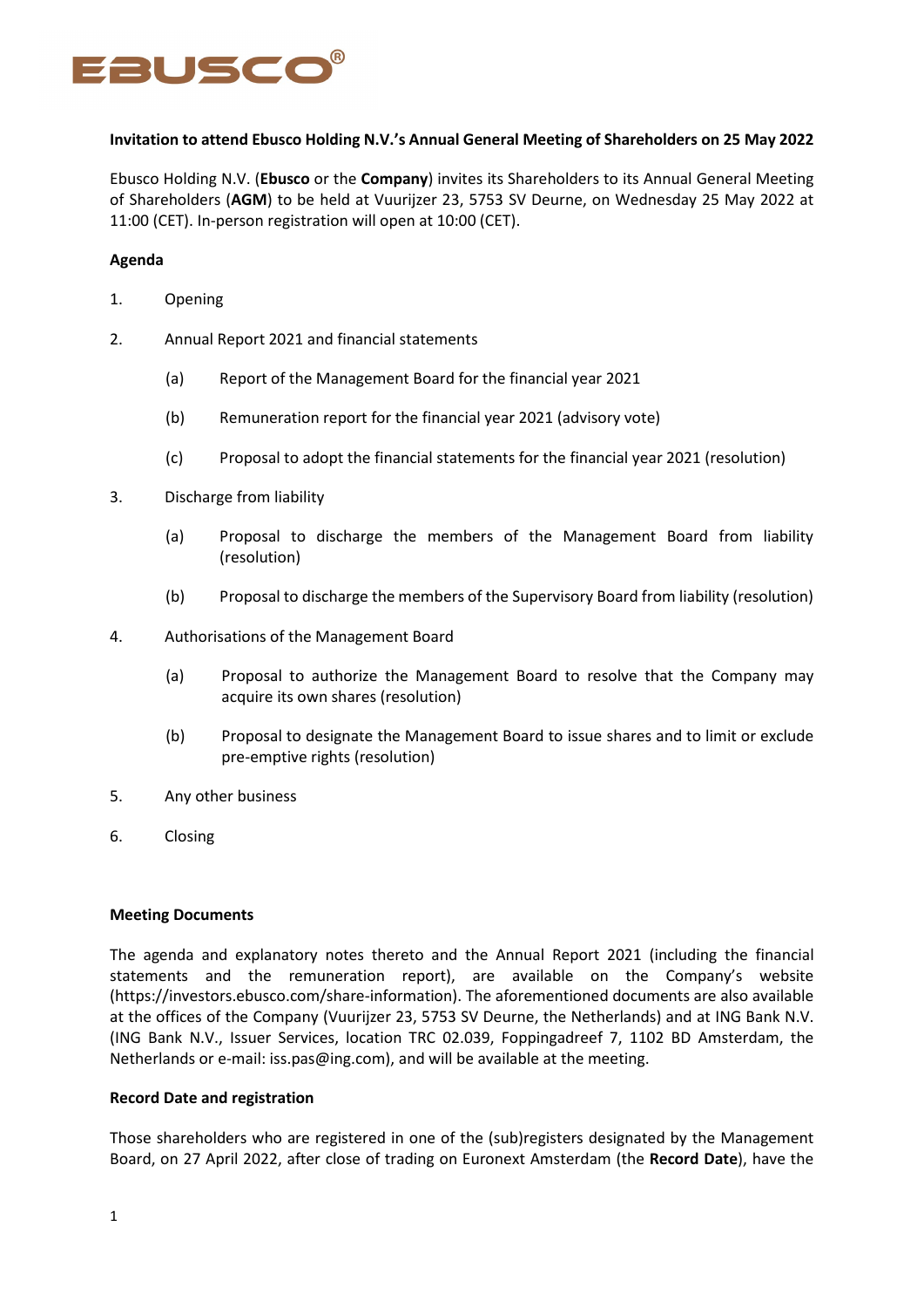**Invitation to attend Ebusco Holding N.V.'s Annual General Meeting of Shareholders on 25 May 2022**

Ebusco Holding N.V. (**Ebusco** or the **Company**) invites its Shareholders to its Annual General Meeting of Shareholders (**AGM**) to be held at Vuurijzer 23, 5753 SV Deurne, on Wednesday 25 May 2022 at 11:00 (CET). In-person registration will open at 10:00 (CET).

**Agenda**

1. Opening
2. Annual Report 2021 and financial statements
   - (a) Report of the Management Board for the financial year 2021
   - (b) Remuneration report for the financial year 2021 (advisory vote)
   - (c) Proposal to adopt the financial statements for the financial year 2021 (resolution)
3. Discharge from liability
   - (a) Proposal to discharge the members of the Management Board from liability (resolution)
   - (b) Proposal to discharge the members of the Supervisory Board from liability (resolution)
4. Authorisations of the Management Board
   - (a) Proposal to authorize the Management Board to resolve that the Company may acquire its own shares (resolution)
   - (b) Proposal to designate the Management Board to issue shares and to limit or exclude pre-emptive rights (resolution)
5. Any other business
6. Closing

**Meeting Documents**

The agenda and explanatory notes thereto and the Annual Report 2021 (including the financial statements and the remuneration report), are available on the Company's website (https://investors.ebusco.com/share-information). The aforementioned documents are also available at the offices of the Company (Vuurijzer 23, 5753 SV Deurne, the Netherlands) and at ING Bank N.V. (ING Bank N.V., Issuer Services, location TRC 02.039, Foppingadreef 7, 1102 BD Amsterdam, the Netherlands or e-mail: iss.pas@ing.com), and will be available at the meeting.

**Record Date and registration**

Those shareholders who are registered in one of the (sub)registers designated by the Management Board, on 27 April 2022, after close of trading on Euronext Amsterdam (the **Record Date**), have the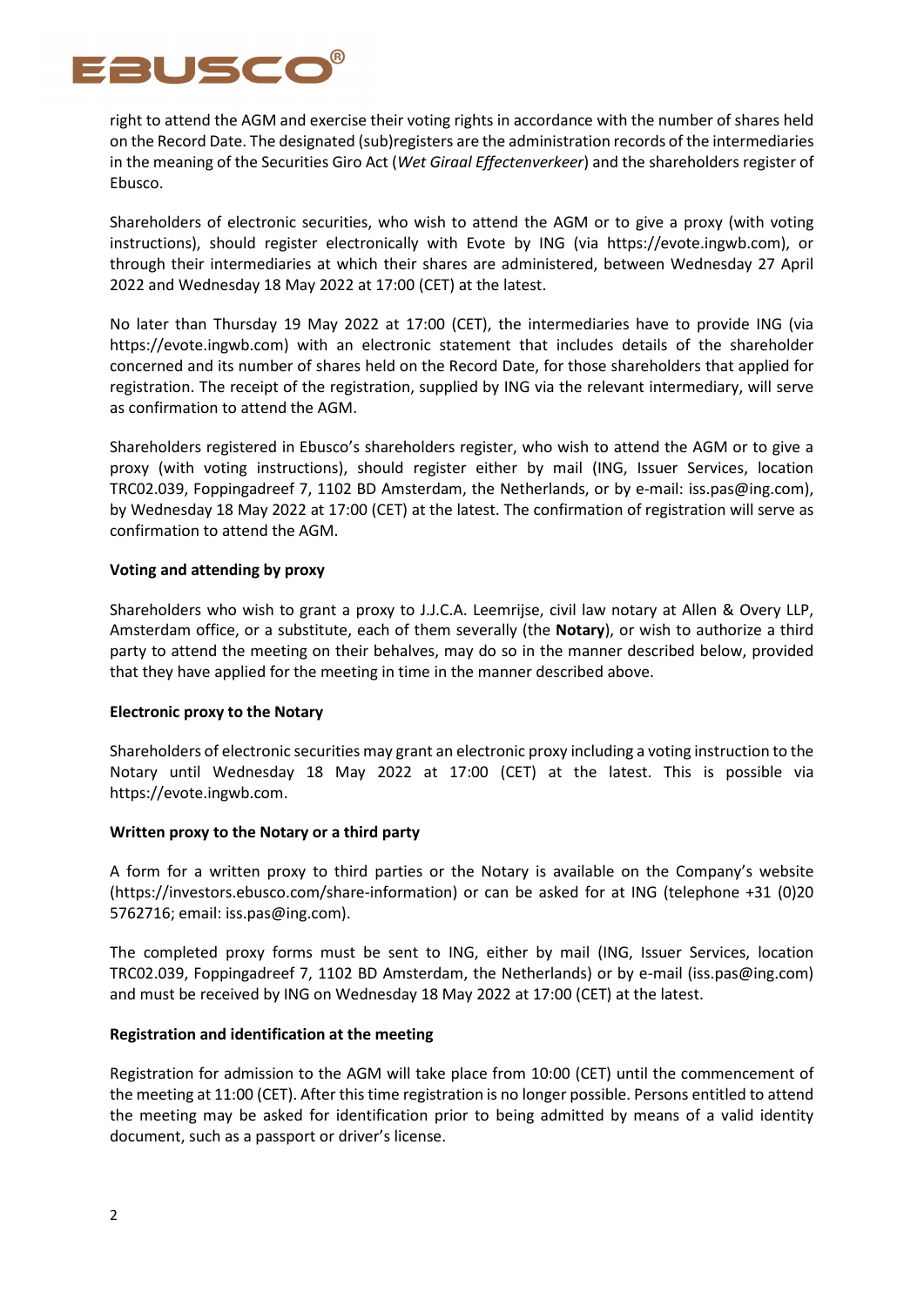right to attend the AGM and exercise their voting rights in accordance with the number of shares held on the Record Date. The designated (sub)registers are the administration records of the intermediaries in the meaning of the Securities Giro Act (*Wet Giraal Effectenverkeer*) and the shareholders register of Ebusco.

Shareholders of electronic securities, who wish to attend the AGM or to give a proxy (with voting instructions), should register electronically with Evote by ING (via https://evote.ingwb.com), or through their intermediaries at which their shares are administered, between Wednesday 27 April 2022 and Wednesday 18 May 2022 at 17:00 (CET) at the latest.

No later than Thursday 19 May 2022 at 17:00 (CET), the intermediaries have to provide ING (via https://evote.ingwb.com) with an electronic statement that includes details of the shareholder concerned and its number of shares held on the Record Date, for those shareholders that applied for registration. The receipt of the registration, supplied by ING via the relevant intermediary, will serve as confirmation to attend the AGM.

Shareholders registered in Ebusco's shareholders register, who wish to attend the AGM or to give a proxy (with voting instructions), should register either by mail (ING, Issuer Services, location TRC02.039, Foppingadreef 7, 1102 BD Amsterdam, the Netherlands, or by e-mail: iss.pas@ing.com), by Wednesday 18 May 2022 at 17:00 (CET) at the latest. The confirmation of registration will serve as confirmation to attend the AGM.

**Voting and attending by proxy**

Shareholders who wish to grant a proxy to J.J.C.A. Leemrijse, civil law notary at Allen & Overy LLP, Amsterdam office, or a substitute, each of them severally (the **Notary**), or wish to authorize a third party to attend the meeting on their behalves, may do so in the manner described below, provided that they have applied for the meeting in time in the manner described above.

**Electronic proxy to the Notary**

Shareholders of electronic securities may grant an electronic proxy including a voting instruction to the Notary until Wednesday 18 May 2022 at 17:00 (CET) at the latest. This is possible via https://evote.ingwb.com.

**Written proxy to the Notary or a third party**

A form for a written proxy to third parties or the Notary is available on the Company's website (https://investors.ebusco.com/share-information) or can be asked for at ING (telephone +31 (0)20 5762716; email: iss.pas@ing.com).

The completed proxy forms must be sent to ING, either by mail (ING, Issuer Services, location TRC02.039, Foppingadreef 7, 1102 BD Amsterdam, the Netherlands) or by e-mail (iss.pas@ing.com) and must be received by ING on Wednesday 18 May 2022 at 17:00 (CET) at the latest.

**Registration and identification at the meeting**

Registration for admission to the AGM will take place from 10:00 (CET) until the commencement of the meeting at 11:00 (CET). After this time registration is no longer possible. Persons entitled to attend the meeting may be asked for identification prior to being admitted by means of a valid identity document, such as a passport or driver's license.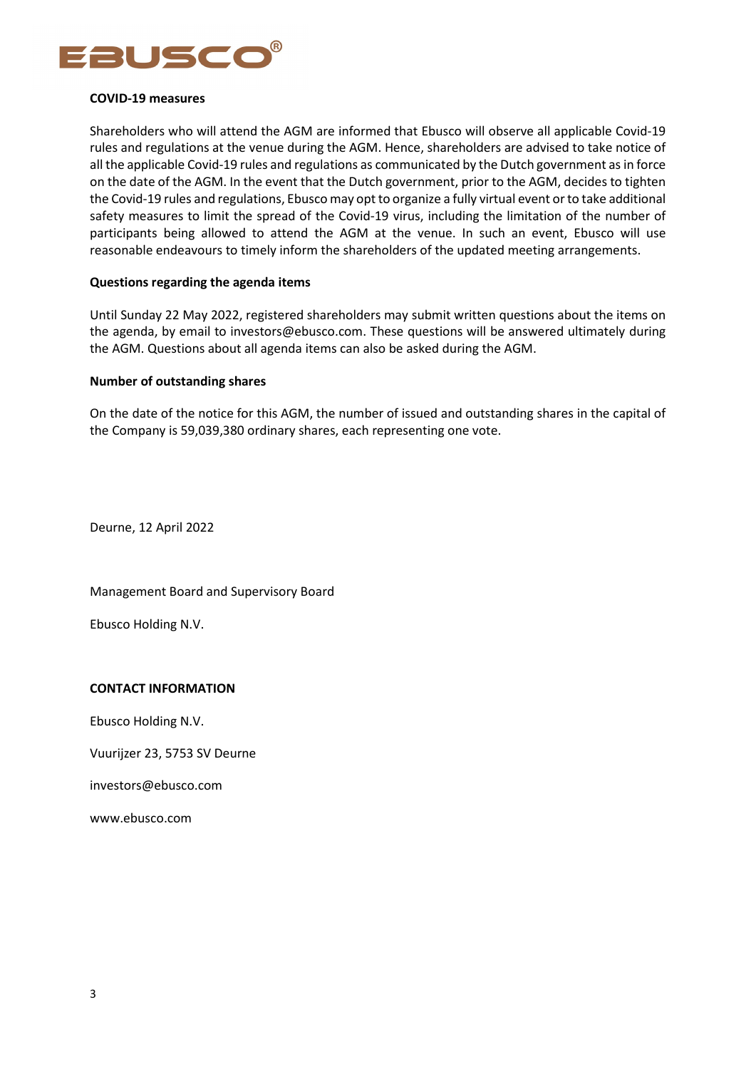**COVID-19 measures**

Shareholders who will attend the AGM are informed that Ebusco will observe all applicable Covid-19 rules and regulations at the venue during the AGM. Hence, shareholders are advised to take notice of all the applicable Covid-19 rules and regulations as communicated by the Dutch government as in force on the date of the AGM. In the event that the Dutch government, prior to the AGM, decides to tighten the Covid-19 rules and regulations, Ebusco may opt to organize a fully virtual event or to take additional safety measures to limit the spread of the Covid-19 virus, including the limitation of the number of participants being allowed to attend the AGM at the venue. In such an event, Ebusco will use reasonable endeavours to timely inform the shareholders of the updated meeting arrangements.

**Questions regarding the agenda items**

Until Sunday 22 May 2022, registered shareholders may submit written questions about the items on the agenda, by email to investors@ebusco.com. These questions will be answered ultimately during the AGM. Questions about all agenda items can also be asked during the AGM.

**Number of outstanding shares**

On the date of the notice for this AGM, the number of issued and outstanding shares in the capital of the Company is 59,039,380 ordinary shares, each representing one vote.

Deurne, 12 April 2022

Management Board and Supervisory Board

Ebusco Holding N.V.

**CONTACT INFORMATION**

Ebusco Holding N.V.

Vuurijzer 23, 5753 SV Deurne

investors@ebusco.com

www.ebusco.com